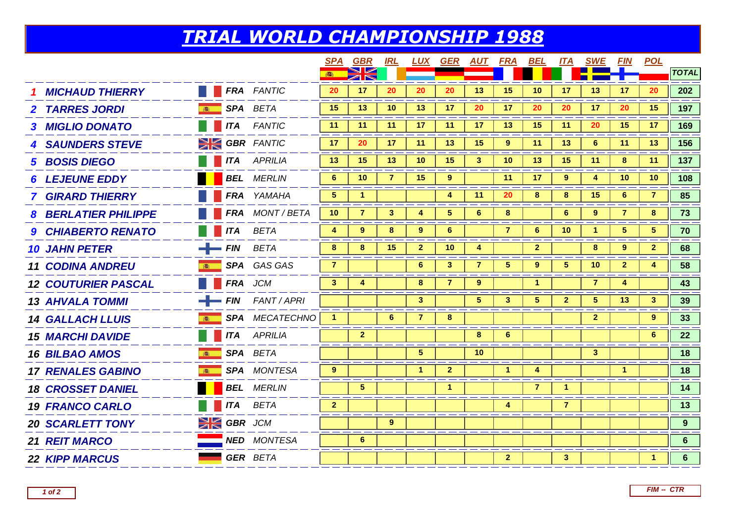# TRIAL WORLD CHAMPIONSHIP 1988

| | Rider | Nat. | Make | SPA | GBR | IRL | LUX | GER | AUT | FRA | BEL | ITA | SWE | FIN | POL | TOTAL |
|---|---|---|---|---|---|---|---|---|---|---|---|---|---|---|---|---|
| 1 | MICHAUD THIERRY | FRA | FANTIC | 20 | 17 | 20 | 20 | 20 | 13 | 15 | 10 | 17 | 13 | 17 | 20 | 202 |
| 2 | TARRES JORDI | SPA | BETA | 15 | 13 | 10 | 13 | 17 | 20 | 17 | 20 | 20 | 17 | 20 | 15 | 197 |
| 3 | MIGLIO DONATO | ITA | FANTIC | 11 | 11 | 11 | 17 | 11 | 17 | 13 | 15 | 11 | 20 | 15 | 17 | 169 |
| 4 | SAUNDERS STEVE | GBR | FANTIC | 17 | 20 | 17 | 11 | 13 | 15 | 9 | 11 | 13 | 6 | 11 | 13 | 156 |
| 5 | BOSIS DIEGO | ITA | APRILIA | 13 | 15 | 13 | 10 | 15 | 3 | 10 | 13 | 15 | 11 | 8 | 11 | 137 |
| 6 | LEJEUNE EDDY | BEL | MERLIN | 6 | 10 | 7 | 15 | 9 | | 11 | 17 | 9 | 4 | 10 | 10 | 108 |
| 7 | GIRARD THIERRY | FRA | YAMAHA | 5 | 1 | | | 4 | 11 | 20 | 8 | 8 | 15 | 6 | 7 | 85 |
| 8 | BERLATIER PHILIPPE | FRA | MONT / BETA | 10 | 7 | 3 | 4 | 5 | 6 | 8 | | 6 | 9 | 7 | 8 | 73 |
| 9 | CHIABERTO RENATO | ITA | BETA | 4 | 9 | 8 | 9 | 6 | | 7 | 6 | 10 | 1 | 5 | 5 | 70 |
| 10 | JAHN PETER | FIN | BETA | 8 | 8 | 15 | 2 | 10 | 4 | | 2 | | 8 | 9 | 2 | 68 |
| 11 | CODINA ANDREU | SPA | GAS GAS | 7 | | | 6 | 3 | 7 | 5 | 9 | 5 | 10 | 2 | 4 | 58 |
| 12 | COUTURIER PASCAL | FRA | JCM | 3 | 4 | | 8 | 7 | 9 | | 1 | | 7 | 4 | | 43 |
| 13 | AHVALA TOMMI | FIN | FANT / APRI | | | | 3 | | 5 | 3 | 5 | 2 | 5 | 13 | 3 | 39 |
| 14 | GALLACH LLUIS | SPA | MECATECHNO | 1 | | 6 | 7 | 8 | | | | | 2 | | 9 | 33 |
| 15 | MARCHI DAVIDE | ITA | APRILIA | | 2 | | | | 8 | 6 | | | | | 6 | 22 |
| 16 | BILBAO AMOS | SPA | BETA | | | | 5 | | 10 | | | | 3 | | | 18 |
| 17 | RENALES GABINO | SPA | MONTESA | 9 | | | 1 | 2 | | 1 | 4 | | | 1 | | 18 |
| 18 | CROSSET DANIEL | BEL | MERLIN | | 5 | | | 1 | | | 7 | 1 | | | | 14 |
| 19 | FRANCO CARLO | ITA | BETA | 2 | | | | | | 4 | | 7 | | | | 13 |
| 20 | SCARLETT TONY | GBR | JCM | | | 9 | | | | | | | | | | 9 |
| 21 | REIT MARCO | NED | MONTESA | | 6 | | | | | | | | | | | 6 |
| 22 | KIPP MARCUS | GER | BETA | | | | | | | 2 | | 3 | | | 1 | 6 |

FIM -- CTR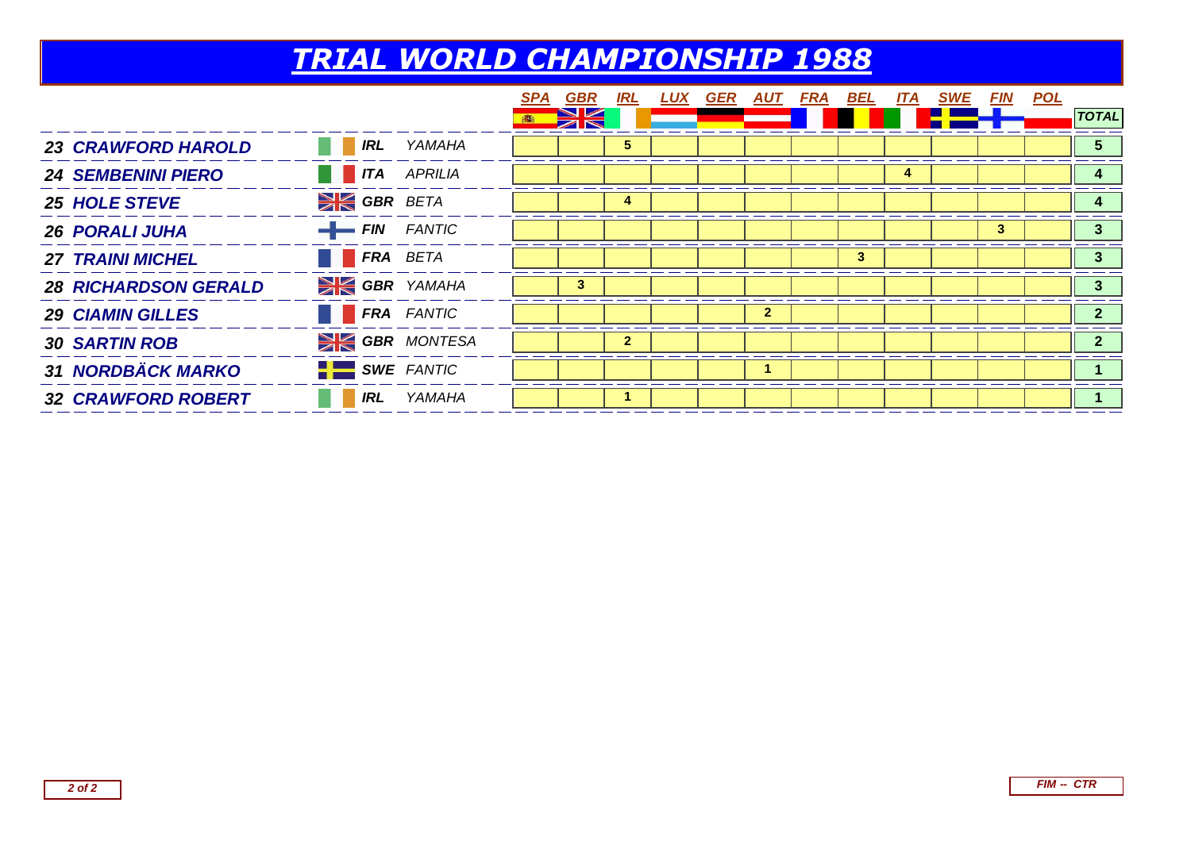# TRIAL WORLD CHAMPIONSHIP 1988

| | | | | SPA | GBR | IRL | LUX | GER | AUT | FRA | BEL | ITA | SWE | FIN | POL | TOTAL |
|---|---|---|---|---|---|---|---|---|---|---|---|---|---|---|---|---|
| 23 | CRAWFORD HAROLD | IRL | YAMAHA | | | 5 | | | | | | | | | | 5 |
| 24 | SEMBENINI PIERO | ITA | APRILIA | | | | | | | | | 4 | | | | 4 |
| 25 | HOLE STEVE | GBR | BETA | | | 4 | | | | | | | | | | 4 |
| 26 | PORALI JUHA | FIN | FANTIC | | | | | | | | | | | 3 | | 3 |
| 27 | TRAINI MICHEL | FRA | BETA | | | | | | | | 3 | | | | | 3 |
| 28 | RICHARDSON GERALD | GBR | YAMAHA | | 3 | | | | | | | | | | | 3 |
| 29 | CIAMIN GILLES | FRA | FANTIC | | | | | | 2 | | | | | | | 2 |
| 30 | SARTIN ROB | GBR | MONTESA | | | 2 | | | | | | | | | | 2 |
| 31 | NORDBÄCK MARKO | SWE | FANTIC | | | | | | 1 | | | | | | | 1 |
| 32 | CRAWFORD ROBERT | IRL | YAMAHA | | | 1 | | | | | | | | | | 1 |

FIM -- CTR